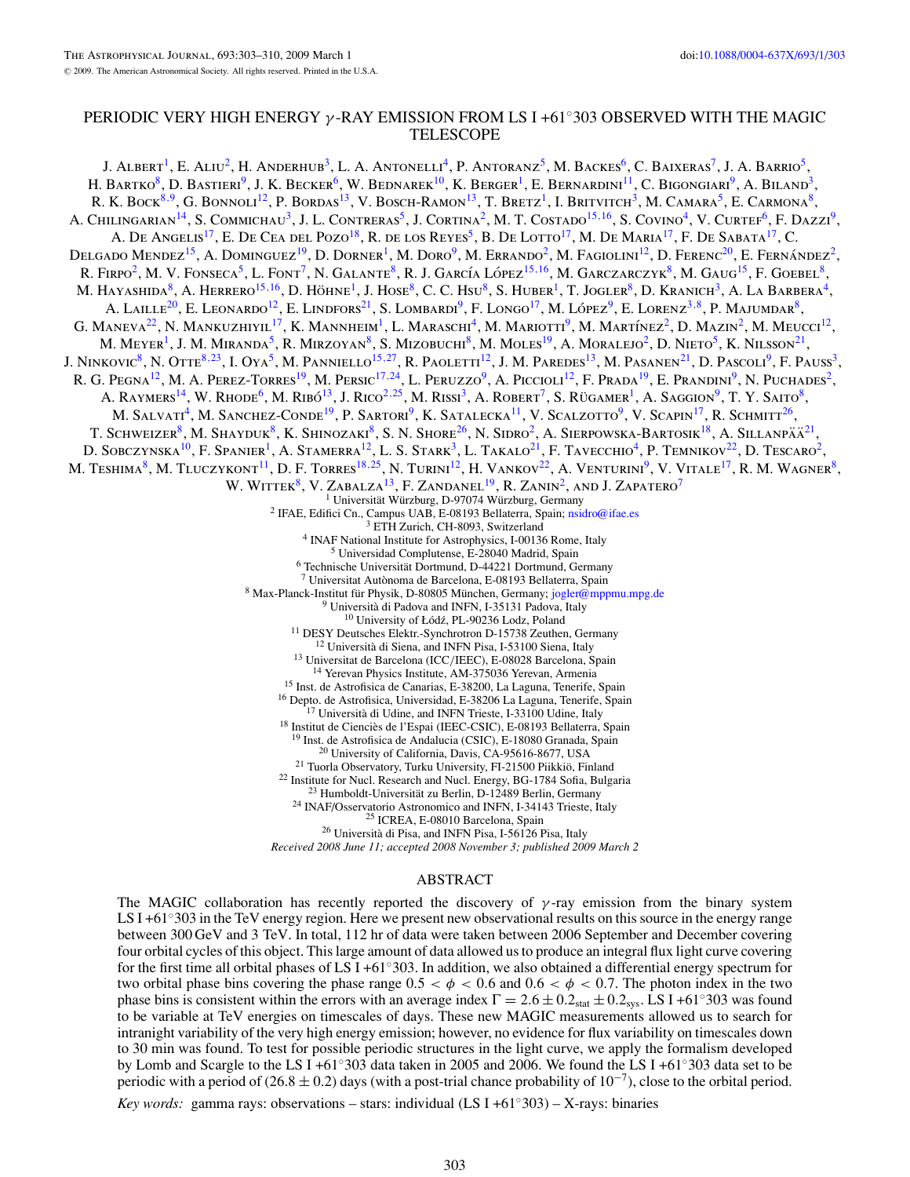# PERIODIC VERY HIGH ENERGY $\gamma$-RAY EMISSION FROM LS I +61°303 OBSERVED WITH THE MAGIC TELESCOPE

J. Albert[1], E. Aliu[2], H. Anderhub[3], L. A. Antonelli[4], P. Antoranz[5], M. Backes[6], C. Baixeras[7], J. A. Barrio[5], H. Bartko[8], D. Bastieri[9], J. K. Becker[6], W. Bednarek[10], K. Berger[1], E. Bernardini[11], C. Bigongiari[9], A. Biland[3], R. K. Bock[8,9], G. Bonnoli[12], P. Bordas[13], V. Bosch-Ramon[13], T. Bretz[1], I. Britvitch[3], M. Camara[5], E. Carmona[8], A. Chilingarian[14], S. Commichau[3], J. L. Contreras[5], J. Cortina[2], M. T. Costado[15,16], S. Covino[4], V. Curtef[6], F. Dazzi[9], A. De Angelis[17], E. De Cea del Pozo[18], R. de los Reyes[5], B. De Lotto[17], M. De Maria[17], F. De Sabata[17], C. Delgado Mendez[15], A. Dominguez[19], D. Dorner[1], M. Doro[9], M. Errando[2], M. Fagiolini[12], D. Ferenc[20], E. Fernández[2], R. Firpo[2], M. V. Fonseca[5], L. Font[7], N. Galante[8], R. J. García López[15,16], M. Garczarczyk[8], M. Gaug[15], F. Goebel[8], M. Hayashida[8], A. Herrero[15,16], D. Höhne[1], J. Hose[8], C. C. Hsu[8], S. Huber[1], T. Jogler[8], D. Kranich[3], A. La Barbera[4], A. Laille[20], E. Leonardo[12], E. Lindfors[21], S. Lombardi[9], F. Longo[17], M. López[9], E. Lorenz[3,8], P. Majumdar[8], G. Maneva[22], N. Mankuzhiyil[17], K. Mannheim[1], L. Maraschi[4], M. Mariotti[9], M. Martínez[2], D. Mazin[2], M. Meucci[12], M. Meyer[1], J. M. Miranda[5], R. Mirzoyan[8], S. Mizobuchi[8], M. Moles[19], A. Moralejo[2], D. Nieto[5], K. Nilsson[21], J. Ninkovic[8], N. Otte[8,23], I. Oya[5], M. Panniello[15,27], R. Paoletti[12], J. M. Paredes[13], M. Pasanen[21], D. Pascoli[9], F. Pauss[3], R. G. Pegna[12], M. A. Perez-Torres[19], M. Persic[17,24], L. Peruzzo[9], A. Piccioli[12], F. Prada[19], E. Prandini[9], N. Puchades[2], A. Raymers[14], W. Rhode[6], M. Ribó[13], J. Rico[2,25], M. Rissi[3], A. Robert[7], S. Rügamer[1], A. Saggion[9], T. Y. Saito[8], M. Salvati[4], M. Sanchez-Conde[19], P. Sartori[9], K. Satalecka[11], V. Scalzotto[9], V. Scapin[17], R. Schmitt[26], T. Schweizer[8], M. Shayduk[8], K. Shinozaki[8], S. N. Shore[26], N. Sidro[2], A. Sierpowska-Bartosik[18], A. Sillanpää[21], D. Sobczynska[10], F. Spanier[1], A. Stamerra[12], L. S. Stark[3], L. Takalo[21], F. Tavecchio[4], P. Temnikov[22], D. Tescaro[2], M. Teshima[8], M. Tluczykont[11], D. F. Torres[18,25], N. Turini[12], H. Vankov[22], A. Venturini[9], V. Vitale[17], R. M. Wagner[8], W. Wittek[8], V. Zabalza[13], F. Zandanel[19], R. Zanin[2], and J. Zapatero[7]

[1] Universität Würzburg, D-97074 Würzburg, Germany
[2] IFAE, Edifici Cn., Campus UAB, E-08193 Bellaterra, Spain; nsidro@ifae.es
[3] ETH Zurich, CH-8093, Switzerland
[4] INAF National Institute for Astrophysics, I-00136 Rome, Italy
[5] Universidad Complutense, E-28040 Madrid, Spain
[6] Technische Universität Dortmund, D-44221 Dortmund, Germany
[7] Universitat Autònoma de Barcelona, E-08193 Bellaterra, Spain
[8] Max-Planck-Institut für Physik, D-80805 München, Germany; jogler@mppmu.mpg.de
[9] Università di Padova and INFN, I-35131 Padova, Italy
[10] University of Łódź, PL-90236 Lodz, Poland
[11] DESY Deutsches Elektr.-Synchrotron D-15738 Zeuthen, Germany
[12] Università di Siena, and INFN Pisa, I-53100 Siena, Italy
[13] Universitat de Barcelona (ICC/IEEC), E-08028 Barcelona, Spain
[14] Yerevan Physics Institute, AM-375036 Yerevan, Armenia
[15] Inst. de Astrofisica de Canarias, E-38200, La Laguna, Tenerife, Spain
[16] Depto. de Astrofisica, Universidad, E-38206 La Laguna, Tenerife, Spain
[17] Università di Udine, and INFN Trieste, I-33100 Udine, Italy
[18] Institut de Ciències de l'Espai (IEEC-CSIC), E-08193 Bellaterra, Spain
[19] Inst. de Astrofisica de Andalucia (CSIC), E-18080 Granada, Spain
[20] University of California, Davis, CA-95616-8677, USA
[21] Tuorla Observatory, Turku University, FI-21500 Piikkiö, Finland
[22] Institute for Nucl. Research and Nucl. Energy, BG-1784 Sofia, Bulgaria
[23] Humboldt-Universität zu Berlin, D-12489 Berlin, Germany
[24] INAF/Osservatorio Astronomico and INFN, I-34143 Trieste, Italy
[25] ICREA, E-08010 Barcelona, Spain
[26] Università di Pisa, and INFN Pisa, I-56126 Pisa, Italy

*Received 2008 June 11; accepted 2008 November 3; published 2009 March 2*

## ABSTRACT

The MAGIC collaboration has recently reported the discovery of $\gamma$-ray emission from the binary system LS I +61°303 in the TeV energy region. Here we present new observational results on this source in the energy range between 300 GeV and 3 TeV. In total, 112 hr of data were taken between 2006 September and December covering four orbital cycles of this object. This large amount of data allowed us to produce an integral flux light curve covering for the first time all orbital phases of LS I +61°303. In addition, we also obtained a differential energy spectrum for two orbital phase bins covering the phase range $0.5 < \phi < 0.6$ and $0.6 < \phi < 0.7$. The photon index in the two phase bins is consistent within the errors with an average index $\Gamma = 2.6 \pm 0.2_{\mathrm{stat}} \pm 0.2_{\mathrm{sys}}$. LS I +61°303 was found to be variable at TeV energies on timescales of days. These new MAGIC measurements allowed us to search for intranight variability of the very high energy emission; however, no evidence for flux variability on timescales down to 30 min was found. To test for possible periodic structures in the light curve, we apply the formalism developed by Lomb and Scargle to the LS I +61°303 data taken in 2005 and 2006. We found the LS I +61°303 data set to be periodic with a period of $(26.8 \pm 0.2)$ days (with a post-trial chance probability of $10^{-7}$), close to the orbital period.

*Key words:* gamma rays: observations – stars: individual (LS I +61°303) – X-rays: binaries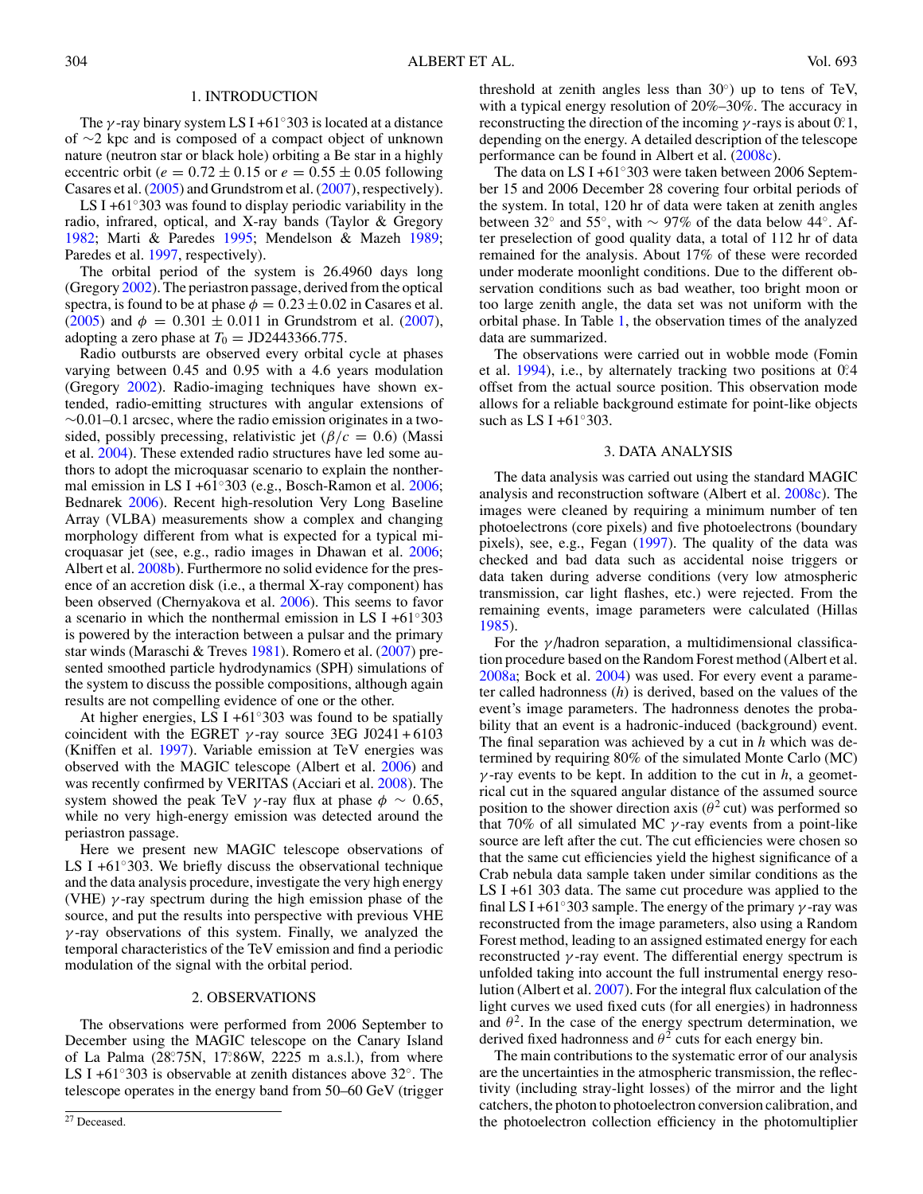## 1. INTRODUCTION

The $\gamma$-ray binary system LS I +61°303 is located at a distance of $\sim$2 kpc and is composed of a compact object of unknown nature (neutron star or black hole) orbiting a Be star in a highly eccentric orbit ($e = 0.72 \pm 0.15$ or $e = 0.55 \pm 0.05$ following Casares et al. (2005) and Grundstrom et al. (2007), respectively).

LS I +61°303 was found to display periodic variability in the radio, infrared, optical, and X-ray bands (Taylor & Gregory 1982; Marti & Paredes 1995; Mendelson & Mazeh 1989; Paredes et al. 1997, respectively).

The orbital period of the system is 26.4960 days long (Gregory 2002). The periastron passage, derived from the optical spectra, is found to be at phase $\phi = 0.23 \pm 0.02$ in Casares et al. (2005) and $\phi = 0.301 \pm 0.011$ in Grundstrom et al. (2007), adopting a zero phase at $T_0 =$ JD2443366.775.

Radio outbursts are observed every orbital cycle at phases varying between 0.45 and 0.95 with a 4.6 years modulation (Gregory 2002). Radio-imaging techniques have shown extended, radio-emitting structures with angular extensions of $\sim$0.01–0.1 arcsec, where the radio emission originates in a two-sided, possibly precessing, relativistic jet ($\beta/c = 0.6$) (Massi et al. 2004). These extended radio structures have led some authors to adopt the microquasar scenario to explain the nonthermal emission in LS I +61°303 (e.g., Bosch-Ramon et al. 2006; Bednarek 2006). Recent high-resolution Very Long Baseline Array (VLBA) measurements show a complex and changing morphology different from what is expected for a typical microquasar jet (see, e.g., radio images in Dhawan et al. 2006; Albert et al. 2008b). Furthermore no solid evidence for the presence of an accretion disk (i.e., a thermal X-ray component) has been observed (Chernyakova et al. 2006). This seems to favor a scenario in which the nonthermal emission in LS I +61°303 is powered by the interaction between a pulsar and the primary star winds (Maraschi & Treves 1981). Romero et al. (2007) presented smoothed particle hydrodynamics (SPH) simulations of the system to discuss the possible compositions, although again results are not compelling evidence of one or the other.

At higher energies, LS I +61°303 was found to be spatially coincident with the EGRET $\gamma$-ray source 3EG J0241 + 6103 (Kniffen et al. 1997). Variable emission at TeV energies was observed with the MAGIC telescope (Albert et al. 2006) and was recently confirmed by VERITAS (Acciari et al. 2008). The system showed the peak TeV $\gamma$-ray flux at phase $\phi \sim 0.65$, while no very high-energy emission was detected around the periastron passage.

Here we present new MAGIC telescope observations of LS I +61°303. We briefly discuss the observational technique and the data analysis procedure, investigate the very high energy (VHE) $\gamma$-ray spectrum during the high emission phase of the source, and put the results into perspective with previous VHE $\gamma$-ray observations of this system. Finally, we analyzed the temporal characteristics of the TeV emission and find a periodic modulation of the signal with the orbital period.

## 2. OBSERVATIONS

The observations were performed from 2006 September to December using the MAGIC telescope on the Canary Island of La Palma (28°.75N, 17°.86W, 2225 m a.s.l.), from where LS I +61°303 is observable at zenith distances above 32°. The telescope operates in the energy band from 50–60 GeV (trigger threshold at zenith angles less than 30°) up to tens of TeV, with a typical energy resolution of 20%–30%. The accuracy in reconstructing the direction of the incoming $\gamma$-rays is about 0°.1, depending on the energy. A detailed description of the telescope performance can be found in Albert et al. (2008c).

The data on LS I +61°303 were taken between 2006 September 15 and 2006 December 28 covering four orbital periods of the system. In total, 120 hr of data were taken at zenith angles between 32° and 55°, with $\sim$ 97% of the data below 44°. After preselection of good quality data, a total of 112 hr of data remained for the analysis. About 17% of these were recorded under moderate moonlight conditions. Due to the different observation conditions such as bad weather, too bright moon or too large zenith angle, the data set was not uniform with the orbital phase. In Table 1, the observation times of the analyzed data are summarized.

The observations were carried out in wobble mode (Fomin et al. 1994), i.e., by alternately tracking two positions at 0°.4 offset from the actual source position. This observation mode allows for a reliable background estimate for point-like objects such as LS I +61°303.

## 3. DATA ANALYSIS

The data analysis was carried out using the standard MAGIC analysis and reconstruction software (Albert et al. 2008c). The images were cleaned by requiring a minimum number of ten photoelectrons (core pixels) and five photoelectrons (boundary pixels), see, e.g., Fegan (1997). The quality of the data was checked and bad data such as accidental noise triggers or data taken during adverse conditions (very low atmospheric transmission, car light flashes, etc.) were rejected. From the remaining events, image parameters were calculated (Hillas 1985).

For the $\gamma$/hadron separation, a multidimensional classification procedure based on the Random Forest method (Albert et al. 2008a; Bock et al. 2004) was used. For every event a parameter called hadronness ($h$) is derived, based on the values of the event's image parameters. The hadronness denotes the probability that an event is a hadronic-induced (background) event. The final separation was achieved by a cut in $h$ which was determined by requiring 80% of the simulated Monte Carlo (MC) $\gamma$-ray events to be kept. In addition to the cut in $h$, a geometrical cut in the squared angular distance of the assumed source position to the shower direction axis ($\theta^2$ cut) was performed so that 70% of all simulated MC $\gamma$-ray events from a point-like source are left after the cut. The cut efficiencies were chosen so that the same cut efficiencies yield the highest significance of a Crab nebula data sample taken under similar conditions as the LS I +61 303 data. The same cut procedure was applied to the final LS I +61°303 sample. The energy of the primary $\gamma$-ray was reconstructed from the image parameters, also using a Random Forest method, leading to an assigned estimated energy for each reconstructed $\gamma$-ray event. The differential energy spectrum is unfolded taking into account the full instrumental energy resolution (Albert et al. 2007). For the integral flux calculation of the light curves we used fixed cuts (for all energies) in hadronness and $\theta^2$. In the case of the energy spectrum determination, we derived fixed hadronness and $\theta^2$ cuts for each energy bin.

The main contributions to the systematic error of our analysis are the uncertainties in the atmospheric transmission, the reflectivity (including stray-light losses) of the mirror and the light catchers, the photon to photoelectron conversion calibration, and the photoelectron collection efficiency in the photomultiplier

[27] Deceased.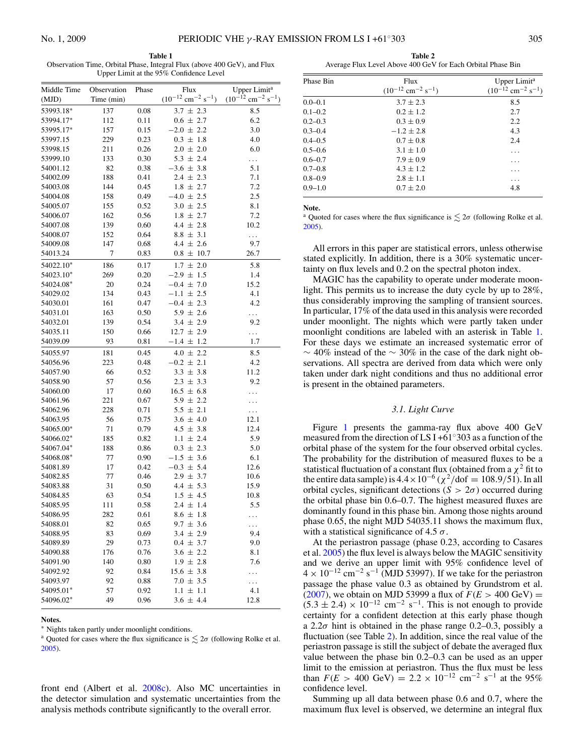**Table 1**
Observation Time, Orbital Phase, Integral Flux (above 400 GeV), and Flux Upper Limit at the 95% Confidence Level

| Middle Time (MJD) | Observation Time (min) | Phase | Flux ($10^{-12}$ cm$^{-2}$ s$^{-1}$) | Upper Limit[a] ($10^{-12}$ cm$^{-2}$ s$^{-1}$) |
|---|---|---|---|---|
| 53993.18* | 137 | 0.08 | 3.7 ± 2.3 | 8.5 |
| 53994.17* | 112 | 0.11 | 0.6 ± 2.7 | 6.2 |
| 53995.17* | 157 | 0.15 | −2.0 ± 2.2 | 3.0 |
| 53997.15 | 229 | 0.23 | 0.3 ± 1.8 | 4.0 |
| 53998.15 | 211 | 0.26 | 2.0 ± 2.0 | 6.0 |
| 53999.10 | 133 | 0.30 | 5.3 ± 2.4 | ... |
| 54001.12 | 82 | 0.38 | −3.6 ± 3.8 | 5.1 |
| 54002.09 | 188 | 0.41 | 2.4 ± 2.3 | 7.1 |
| 54003.08 | 144 | 0.45 | 1.8 ± 2.7 | 7.2 |
| 54004.08 | 158 | 0.49 | −4.0 ± 2.5 | 2.5 |
| 54005.07 | 155 | 0.52 | 3.0 ± 2.5 | 8.1 |
| 54006.07 | 162 | 0.56 | 1.8 ± 2.7 | 7.2 |
| 54007.08 | 139 | 0.60 | 4.4 ± 2.8 | 10.2 |
| 54008.07 | 152 | 0.64 | 8.8 ± 3.1 | ... |
| 54009.08 | 147 | 0.68 | 4.4 ± 2.6 | 9.7 |
| 54013.24 | 7 | 0.83 | 0.8 ± 10.7 | 26.7 |
| 54022.10* | 186 | 0.17 | 1.7 ± 2.0 | 5.8 |
| 54023.10* | 269 | 0.20 | −2.9 ± 1.5 | 1.4 |
| 54024.08* | 20 | 0.24 | −0.4 ± 7.0 | 15.2 |
| 54029.02 | 134 | 0.43 | −1.1 ± 2.5 | 4.1 |
| 54030.01 | 161 | 0.47 | −0.4 ± 2.3 | 4.2 |
| 54031.01 | 163 | 0.50 | 5.9 ± 2.6 | ... |
| 54032.01 | 139 | 0.54 | 3.4 ± 2.9 | 9.2 |
| 54035.11 | 150 | 0.66 | 12.7 ± 2.9 | ... |
| 54039.09 | 93 | 0.81 | −1.4 ± 1.2 | 1.7 |
| 54055.97 | 181 | 0.45 | 4.0 ± 2.2 | 8.5 |
| 54056.96 | 223 | 0.48 | −0.2 ± 2.1 | 4.2 |
| 54057.90 | 66 | 0.52 | 3.3 ± 3.8 | 11.2 |
| 54058.90 | 57 | 0.56 | 2.3 ± 3.3 | 9.2 |
| 54060.00 | 17 | 0.60 | 16.5 ± 6.8 | ... |
| 54061.96 | 221 | 0.67 | 5.9 ± 2.2 | ... |
| 54062.96 | 228 | 0.71 | 5.5 ± 2.1 | ... |
| 54063.95 | 56 | 0.75 | 3.6 ± 4.0 | 12.1 |
| 54065.00* | 71 | 0.79 | 4.5 ± 3.8 | 12.4 |
| 54066.02* | 185 | 0.82 | 1.1 ± 2.4 | 5.9 |
| 54067.04* | 188 | 0.86 | 0.3 ± 2.3 | 5.0 |
| 54068.08* | 77 | 0.90 | −1.5 ± 3.6 | 6.1 |
| 54081.89 | 17 | 0.42 | −0.3 ± 5.4 | 12.6 |
| 54082.85 | 77 | 0.46 | 2.9 ± 3.7 | 10.6 |
| 54083.88 | 31 | 0.50 | 4.4 ± 5.3 | 15.9 |
| 54084.85 | 63 | 0.54 | 1.5 ± 4.5 | 10.8 |
| 54085.95 | 111 | 0.58 | 2.4 ± 1.4 | 5.5 |
| 54086.95 | 282 | 0.61 | 8.6 ± 1.8 | ... |
| 54088.01 | 82 | 0.65 | 9.7 ± 3.6 | ... |
| 54088.95 | 83 | 0.69 | 3.4 ± 2.9 | 9.4 |
| 54089.89 | 29 | 0.73 | 0.4 ± 3.7 | 9.0 |
| 54090.88 | 176 | 0.76 | 3.6 ± 2.2 | 8.1 |
| 54091.90 | 140 | 0.80 | 1.9 ± 2.8 | 7.6 |
| 54092.92 | 92 | 0.84 | 15.6 ± 3.8 | ... |
| 54093.97 | 92 | 0.88 | 7.0 ± 3.5 | ... |
| 54095.01* | 57 | 0.92 | 1.1 ± 1.1 | 4.1 |
| 54096.02* | 49 | 0.96 | 3.6 ± 4.4 | 12.8 |

**Notes.**
\* Nights taken partly under moonlight conditions.
[a] Quoted for cases where the flux significance is $\lesssim 2\sigma$ (following Rolke et al. 2005).

front end (Albert et al. 2008c). Also MC uncertainties in the detector simulation and systematic uncertainties from the analysis methods contribute significantly to the overall error.

**Table 2**
Average Flux Level Above 400 GeV for Each Orbital Phase Bin

| Phase Bin | Flux ($10^{-12}$ cm$^{-2}$ s$^{-1}$) | Upper Limit[a] ($10^{-12}$ cm$^{-2}$ s$^{-1}$) |
|---|---|---|
| 0.0–0.1 | 3.7 ± 2.3 | 8.5 |
| 0.1–0.2 | 0.2 ± 1.2 | 2.7 |
| 0.2–0.3 | 0.3 ± 0.9 | 2.2 |
| 0.3–0.4 | −1.2 ± 2.8 | 4.3 |
| 0.4–0.5 | 0.7 ± 0.8 | 2.4 |
| 0.5–0.6 | 3.1 ± 1.0 | ... |
| 0.6–0.7 | 7.9 ± 0.9 | ... |
| 0.7–0.8 | 4.3 ± 1.2 | ... |
| 0.8–0.9 | 2.8 ± 1.1 | ... |
| 0.9–1.0 | 0.7 ± 2.0 | 4.8 |

**Note.**
[a] Quoted for cases where the flux significance is $\lesssim 2\sigma$ (following Rolke et al. 2005).

All errors in this paper are statistical errors, unless otherwise stated explicitly. In addition, there is a 30% systematic uncertainty on flux levels and 0.2 on the spectral photon index.

MAGIC has the capability to operate under moderate moonlight. This permits us to increase the duty cycle by up to 28%, thus considerably improving the sampling of transient sources. In particular, 17% of the data used in this analysis were recorded under moonlight. The nights which were partly taken under moonlight conditions are labeled with an asterisk in Table 1. For these days we estimate an increased systematic error of $\sim 40\%$ instead of the $\sim 30\%$ in the case of the dark night observations. All spectra are derived from data which were only taken under dark night conditions and thus no additional error is present in the obtained parameters.

### 3.1. Light Curve

Figure 1 presents the gamma-ray flux above 400 GeV measured from the direction of LS I +61°303 as a function of the orbital phase of the system for the four observed orbital cycles. The probability for the distribution of measured fluxes to be a statistical fluctuation of a constant flux (obtained from a $\chi^2$ fit to the entire data sample) is $4.4 \times 10^{-6}$ ($\chi^2/\mathrm{dof} = 108.9/51$). In all orbital cycles, significant detections ($S > 2\sigma$) occurred during the orbital phase bin 0.6–0.7. The highest measured fluxes are dominantly found in this phase bin. Among those nights around phase 0.65, the night MJD 54035.11 shows the maximum flux, with a statistical significance of 4.5 $\sigma$.

At the periastron passage (phase 0.23, according to Casares et al. 2005) the flux level is always below the MAGIC sensitivity and we derive an upper limit with 95% confidence level of $4 \times 10^{-12}$ cm$^{-2}$ s$^{-1}$ (MJD 53997). If we take for the periastron passage the phase value 0.3 as obtained by Grundstrom et al. (2007), we obtain on MJD 53999 a flux of $F(E > 400\ \mathrm{GeV}) = (5.3 \pm 2.4) \times 10^{-12}$ cm$^{-2}$ s$^{-1}$. This is not enough to provide certainty for a confident detection at this early phase though a $2.2\sigma$ hint is obtained in the phase range 0.2–0.3, possibly a fluctuation (see Table 2). In addition, since the real value of the periastron passage is still the subject of debate the averaged flux value between the phase bin 0.2–0.3 can be used as an upper limit to the emission at periastron. Thus the flux must be less than $F(E > 400\ \mathrm{GeV}) = 2.2 \times 10^{-12}$ cm$^{-2}$ s$^{-1}$ at the 95% confidence level.

Summing up all data between phase 0.6 and 0.7, where the maximum flux level is observed, we determine an integral flux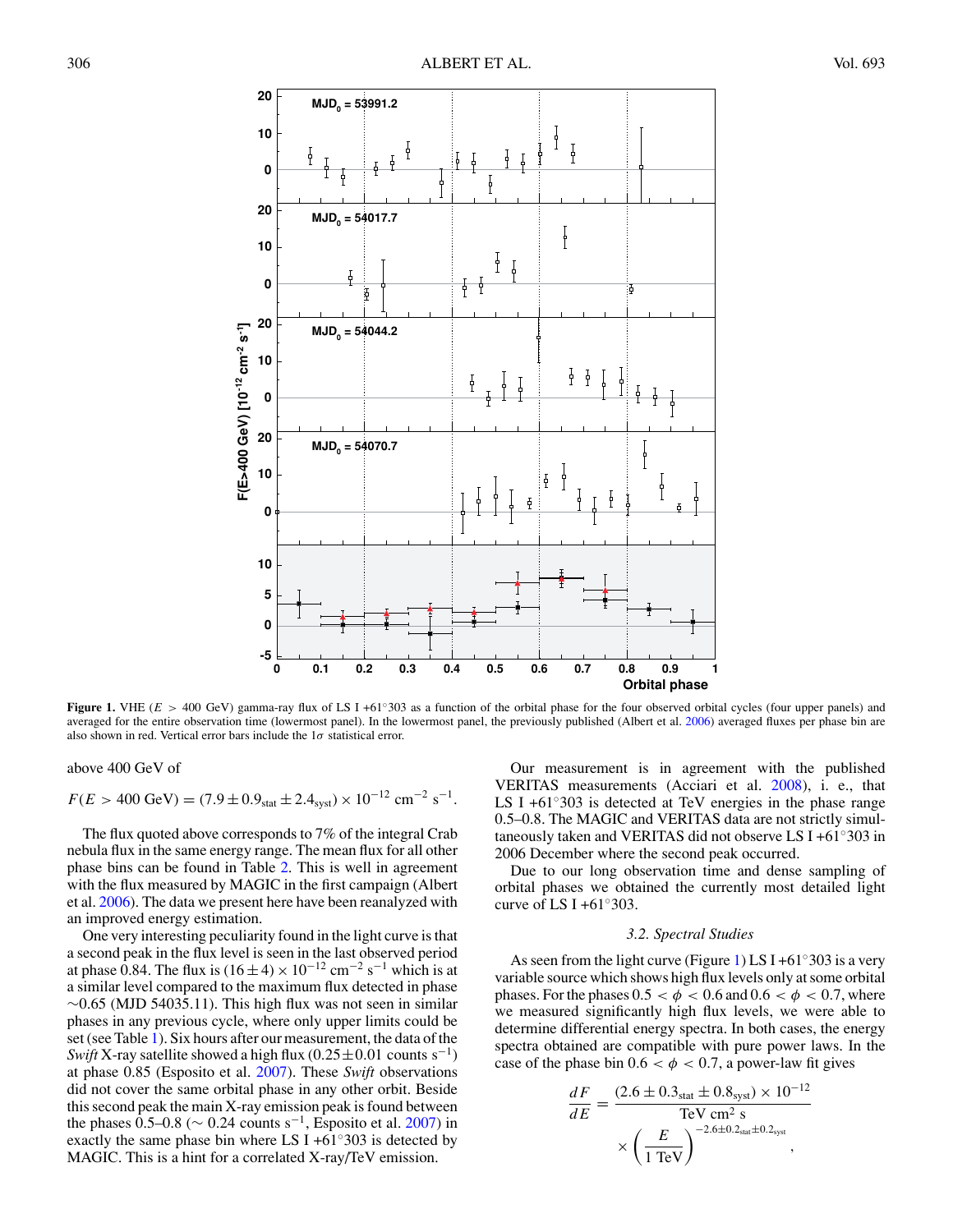**Figure 1.** VHE ($E > 400$ GeV) gamma-ray flux of LS I +61°303 as a function of the orbital phase for the four observed orbital cycles (four upper panels) and averaged for the entire observation time (lowermost panel). In the lowermost panel, the previously published (Albert et al. 2006) averaged fluxes per phase bin are also shown in red. Vertical error bars include the $1\sigma$ statistical error.

above 400 GeV of

$$F(E > 400\ \mathrm{GeV}) = (7.9 \pm 0.9_{\mathrm{stat}} \pm 2.4_{\mathrm{syst}}) \times 10^{-12}\ \mathrm{cm^{-2}\ s^{-1}}.$$

The flux quoted above corresponds to 7% of the integral Crab nebula flux in the same energy range. The mean flux for all other phase bins can be found in Table 2. This is well in agreement with the flux measured by MAGIC in the first campaign (Albert et al. 2006). The data we present here have been reanalyzed with an improved energy estimation.

One very interesting peculiarity found in the light curve is that a second peak in the flux level is seen in the last observed period at phase 0.84. The flux is $(16 \pm 4) \times 10^{-12}$ cm$^{-2}$ s$^{-1}$ which is at a similar level compared to the maximum flux detected in phase $\sim$0.65 (MJD 54035.11). This high flux was not seen in similar phases in any previous cycle, where only upper limits could be set (see Table 1). Six hours after our measurement, the data of the *Swift* X-ray satellite showed a high flux ($0.25 \pm 0.01$ counts s$^{-1}$) at phase 0.85 (Esposito et al. 2007). These *Swift* observations did not cover the same orbital phase in any other orbit. Beside this second peak the main X-ray emission peak is found between the phases 0.5–0.8 ($\sim$ 0.24 counts s$^{-1}$, Esposito et al. 2007) in exactly the same phase bin where LS I +61°303 is detected by MAGIC. This is a hint for a correlated X-ray/TeV emission.

Our measurement is in agreement with the published VERITAS measurements (Acciari et al. 2008), i. e., that LS I +61°303 is detected at TeV energies in the phase range 0.5–0.8. The MAGIC and VERITAS data are not strictly simultaneously taken and VERITAS did not observe LS I +61°303 in 2006 December where the second peak occurred.

Due to our long observation time and dense sampling of orbital phases we obtained the currently most detailed light curve of LS I +61°303.

### 3.2. Spectral Studies

As seen from the light curve (Figure 1) LS I +61°303 is a very variable source which shows high flux levels only at some orbital phases. For the phases $0.5 < \phi < 0.6$ and $0.6 < \phi < 0.7$, where we measured significantly high flux levels, we were able to determine differential energy spectra. In both cases, the energy spectra obtained are compatible with pure power laws. In the case of the phase bin $0.6 < \phi < 0.7$, a power-law fit gives

$$\frac{dF}{dE} = \frac{(2.6 \pm 0.3_{\mathrm{stat}} \pm 0.8_{\mathrm{syst}}) \times 10^{-12}}{\mathrm{TeV\ cm^2\ s}} \times \left(\frac{E}{1\ \mathrm{TeV}}\right)^{-2.6 \pm 0.2_{\mathrm{stat}} \pm 0.2_{\mathrm{syst}}},$$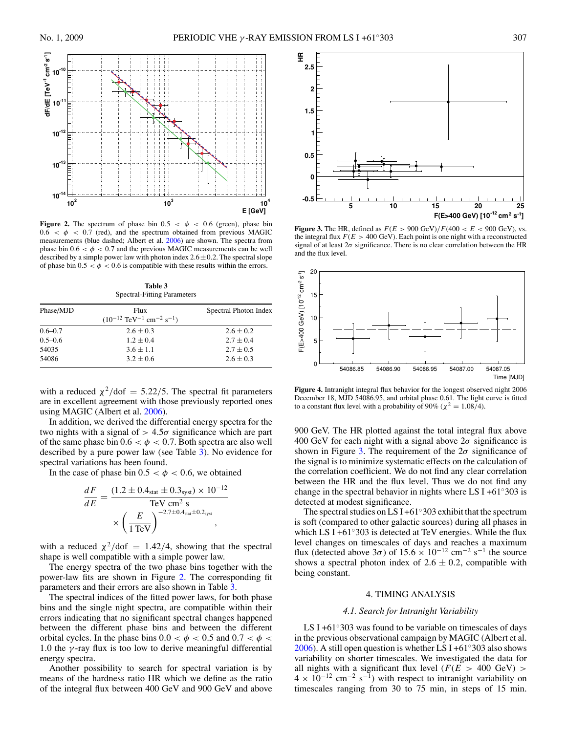**Figure 2.** The spectrum of phase bin $0.5 < \phi < 0.6$ (green), phase bin $0.6 < \phi < 0.7$ (red), and the spectrum obtained from previous MAGIC measurements (blue dashed; Albert et al. 2006) are shown. The spectra from phase bin $0.6 < \phi < 0.7$ and the previous MAGIC measurements can be well described by a simple power law with photon index $2.6 \pm 0.2$. The spectral slope of phase bin $0.5 < \phi < 0.6$ is compatible with these results within the errors.

**Table 3**
Spectral-Fitting Parameters

| Phase/MJD | Flux ($10^{-12}$ TeV$^{-1}$ cm$^{-2}$ s$^{-1}$) | Spectral Photon Index |
|---|---|---|
| 0.6–0.7 | $2.6 \pm 0.3$ | $2.6 \pm 0.2$ |
| 0.5–0.6 | $1.2 \pm 0.4$ | $2.7 \pm 0.4$ |
| 54035 | $3.6 \pm 1.1$ | $2.7 \pm 0.5$ |
| 54086 | $3.2 \pm 0.6$ | $2.6 \pm 0.3$ |

with a reduced $\chi^2/\mathrm{dof} = 5.22/5$. The spectral fit parameters are in excellent agreement with those previously reported ones using MAGIC (Albert et al. 2006).

In addition, we derived the differential energy spectra for the two nights with a signal of $> 4.5\sigma$ significance which are part of the same phase bin $0.6 < \phi < 0.7$. Both spectra are also well described by a pure power law (see Table 3). No evidence for spectral variations has been found.

In the case of phase bin $0.5 < \phi < 0.6$, we obtained

$$\frac{dF}{dE} = \frac{(1.2 \pm 0.4_{\mathrm{stat}} \pm 0.3_{\mathrm{syst}}) \times 10^{-12}}{\mathrm{TeV\ cm^2\ s}} \times \left(\frac{E}{1\ \mathrm{TeV}}\right)^{-2.7 \pm 0.4_{\mathrm{stat}} \pm 0.2_{\mathrm{syst}}},$$

with a reduced $\chi^2/\mathrm{dof} = 1.42/4$, showing that the spectral shape is well compatible with a simple power law.

The energy spectra of the two phase bins together with the power-law fits are shown in Figure 2. The corresponding fit parameters and their errors are also shown in Table 3.

The spectral indices of the fitted power laws, for both phase bins and the single night spectra, are compatible within their errors indicating that no significant spectral changes happened between the different phase bins and between the different orbital cycles. In the phase bins $0.0 < \phi < 0.5$ and $0.7 < \phi < 1.0$ the $\gamma$-ray flux is too low to derive meaningful differential energy spectra.

Another possibility to search for spectral variation is by means of the hardness ratio HR which we define as the ratio of the integral flux between 400 GeV and 900 GeV and above 900 GeV. The HR plotted against the total integral flux above 400 GeV for each night with a signal above $2\sigma$ significance is shown in Figure 3. The requirement of the $2\sigma$ significance of the signal is to minimize systematic effects on the calculation of the correlation coefficient. We do not find any clear correlation between the HR and the flux level. Thus we do not find any change in the spectral behavior in nights where LS I +61°303 is detected at modest significance.

**Figure 3.** The HR, defined as $F(E > 900\ \mathrm{GeV})/F(400 < E < 900\ \mathrm{GeV})$, vs. the integral flux $F(E > 400\ \mathrm{GeV})$. Each point is one night with a reconstructed signal of at least $2\sigma$ significance. There is no clear correlation between the HR and the flux level.

**Figure 4.** Intranight integral flux behavior for the longest observed night 2006 December 18, MJD 54086.95, and orbital phase 0.61. The light curve is fitted to a constant flux level with a probability of 90% ($\chi^2 = 1.08/4$).

The spectral studies on LS I +61°303 exhibit that the spectrum is soft (compared to other galactic sources) during all phases in which LS I +61°303 is detected at TeV energies. While the flux level changes on timescales of days and reaches a maximum flux (detected above $3\sigma$) of $15.6 \times 10^{-12}$ cm$^{-2}$ s$^{-1}$ the source shows a spectral photon index of $2.6 \pm 0.2$, compatible with being constant.

## 4. TIMING ANALYSIS

### *4.1. Search for Intranight Variability*

LS I +61°303 was found to be variable on timescales of days in the previous observational campaign by MAGIC (Albert et al. 2006). A still open question is whether LS I +61°303 also shows variability on shorter timescales. We investigated the data for all nights with a significant flux level ($F(E > 400\ \mathrm{GeV}) > 4 \times 10^{-12}$ cm$^{-2}$ s$^{-1}$) with respect to intranight variability on timescales ranging from 30 to 75 min, in steps of 15 min.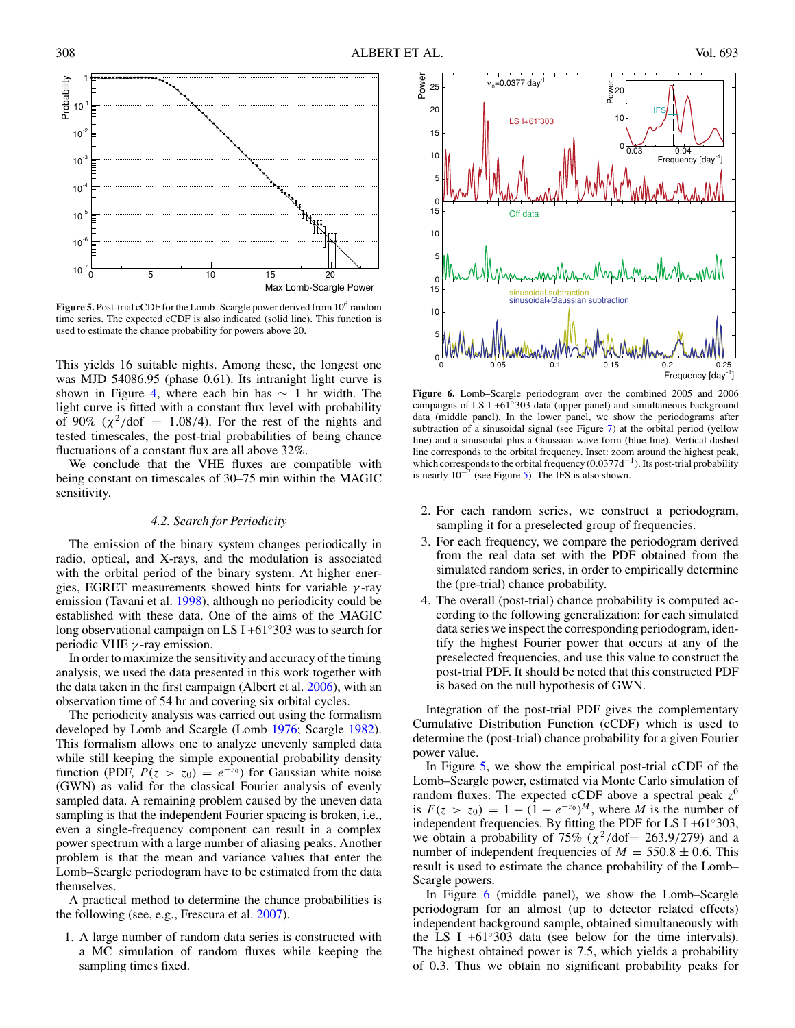Figure 5. Post-trial cCDF for the Lomb–Scargle power derived from $10^6$ random time series. The expected cCDF is also indicated (solid line). This function is used to estimate the chance probability for powers above 20.

This yields 16 suitable nights. Among these, the longest one was MJD 54086.95 (phase 0.61). Its intranight light curve is shown in Figure 4, where each bin has $\sim$ 1 hr width. The light curve is fitted with a constant flux level with probability of 90% ($\chi^2$/dof = 1.08/4). For the rest of the nights and tested timescales, the post-trial probabilities of being chance fluctuations of a constant flux are all above 32%.

We conclude that the VHE fluxes are compatible with being constant on timescales of 30–75 min within the MAGIC sensitivity.

### 4.2. Search for Periodicity

The emission of the binary system changes periodically in radio, optical, and X-rays, and the modulation is associated with the orbital period of the binary system. At higher energies, EGRET measurements showed hints for variable $\gamma$-ray emission (Tavani et al. 1998), although no periodicity could be established with these data. One of the aims of the MAGIC long observational campaign on LS I +61°303 was to search for periodic VHE $\gamma$-ray emission.

In order to maximize the sensitivity and accuracy of the timing analysis, we used the data presented in this work together with the data taken in the first campaign (Albert et al. 2006), with an observation time of 54 hr and covering six orbital cycles.

The periodicity analysis was carried out using the formalism developed by Lomb and Scargle (Lomb 1976; Scargle 1982). This formalism allows one to analyze unevenly sampled data while still keeping the simple exponential probability density function (PDF, $P(z > z_0) = e^{-z_0}$) for Gaussian white noise (GWN) as valid for the classical Fourier analysis of evenly sampled data. A remaining problem caused by the uneven data sampling is that the independent Fourier spacing is broken, i.e., even a single-frequency component can result in a complex power spectrum with a large number of aliasing peaks. Another problem is that the mean and variance values that enter the Lomb–Scargle periodogram have to be estimated from the data themselves.

A practical method to determine the chance probabilities is the following (see, e.g., Frescura et al. 2007).

1. A large number of random data series is constructed with a MC simulation of random fluxes while keeping the sampling times fixed.

Figure 6. Lomb–Scargle periodogram over the combined 2005 and 2006 campaigns of LS I +61°303 data (upper panel) and simultaneous background data (middle panel). In the lower panel, we show the periodograms after subtraction of a sinusoidal signal (see Figure 7) at the orbital period (yellow line) and a sinusoidal plus a Gaussian wave form (blue line). Vertical dashed line corresponds to the orbital frequency. Inset: zoom around the highest peak, which corresponds to the orbital frequency ($0.0377\,\mathrm{d}^{-1}$). Its post-trial probability is nearly $10^{-7}$ (see Figure 5). The IFS is also shown.

2. For each random series, we construct a periodogram, sampling it for a preselected group of frequencies.
3. For each frequency, we compare the periodogram derived from the real data set with the PDF obtained from the simulated random series, in order to empirically determine the (pre-trial) chance probability.
4. The overall (post-trial) chance probability is computed according to the following generalization: for each simulated data series we inspect the corresponding periodogram, identify the highest Fourier power that occurs at any of the preselected frequencies, and use this value to construct the post-trial PDF. It should be noted that this constructed PDF is based on the null hypothesis of GWN.

Integration of the post-trial PDF gives the complementary Cumulative Distribution Function (cCDF) which is used to determine the (post-trial) chance probability for a given Fourier power value.

In Figure 5, we show the empirical post-trial cCDF of the Lomb–Scargle power, estimated via Monte Carlo simulation of random fluxes. The expected cCDF above a spectral peak $z^0$ is $F(z > z_0) = 1 - (1 - e^{-z_0})^M$, where $M$ is the number of independent frequencies. By fitting the PDF for LS I +61°303, we obtain a probability of 75% ($\chi^2$/dof= 263.9/279) and a number of independent frequencies of $M = 550.8 \pm 0.6$. This result is used to estimate the chance probability of the Lomb–Scargle powers.

In Figure 6 (middle panel), we show the Lomb–Scargle periodogram for an almost (up to detector related effects) independent background sample, obtained simultaneously with the LS I +61°303 data (see below for the time intervals). The highest obtained power is 7.5, which yields a probability of 0.3. Thus we obtain no significant probability peaks for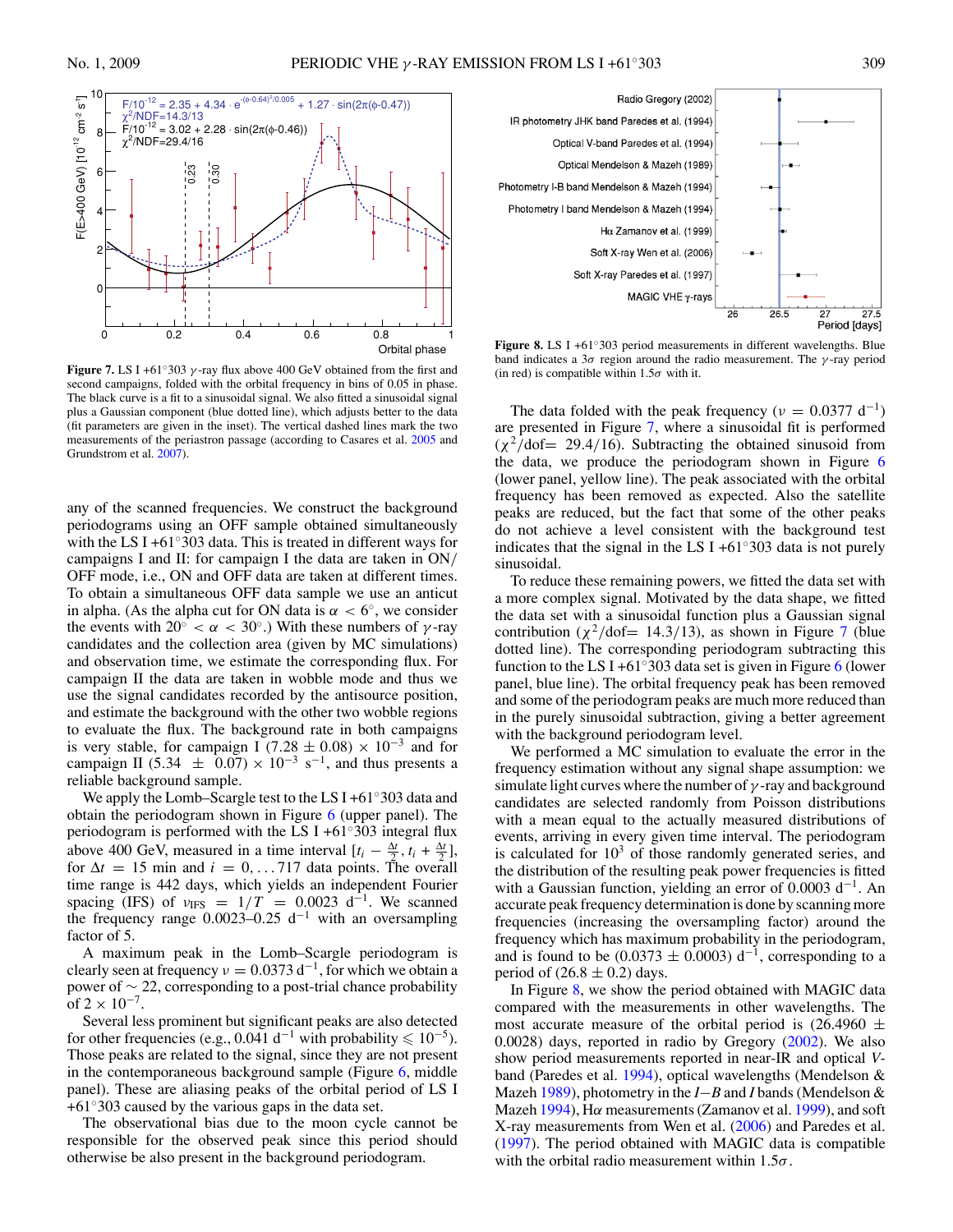**Figure 7.** LS I +61°303 $\gamma$-ray flux above 400 GeV obtained from the first and second campaigns, folded with the orbital frequency in bins of 0.05 in phase. The black curve is a fit to a sinusoidal signal. We also fitted a sinusoidal signal plus a Gaussian component (blue dotted line), which adjusts better to the data (fit parameters are given in the inset). The vertical dashed lines mark the two measurements of the periastron passage (according to Casares et al. 2005 and Grundstrom et al. 2007).

any of the scanned frequencies. We construct the background periodograms using an OFF sample obtained simultaneously with the LS I +61°303 data. This is treated in different ways for campaigns I and II: for campaign I the data are taken in ON/OFF mode, i.e., ON and OFF data are taken at different times. To obtain a simultaneous OFF data sample we use an anticut in alpha. (As the alpha cut for ON data is $\alpha < 6°$, we consider the events with $20° < \alpha < 30°$.) With these numbers of $\gamma$-ray candidates and the collection area (given by MC simulations) and observation time, we estimate the corresponding flux. For campaign II the data are taken in wobble mode and thus we use the signal candidates recorded by the antisource position, and estimate the background with the other two wobble regions to evaluate the flux. The background rate in both campaigns is very stable, for campaign I $(7.28 \pm 0.08) \times 10^{-3}$ and for campaign II $(5.34 \pm 0.07) \times 10^{-3}$ s$^{-1}$, and thus presents a reliable background sample.

We apply the Lomb–Scargle test to the LS I +61°303 data and obtain the periodogram shown in Figure 6 (upper panel). The periodogram is performed with the LS I +61°303 integral flux above 400 GeV, measured in a time interval $[t_i - \frac{\Delta t}{2}, t_i + \frac{\Delta t}{2}]$, for $\Delta t = 15$ min and $i = 0, \ldots 717$ data points. The overall time range is 442 days, which yields an independent Fourier spacing (IFS) of $\nu_{\rm IFS} = 1/T = 0.0023$ d$^{-1}$. We scanned the frequency range 0.0023–0.25 d$^{-1}$ with an oversampling factor of 5.

A maximum peak in the Lomb–Scargle periodogram is clearly seen at frequency $\nu = 0.0373$ d$^{-1}$, for which we obtain a power of $\sim 22$, corresponding to a post-trial chance probability of $2 \times 10^{-7}$.

Several less prominent but significant peaks are also detected for other frequencies (e.g., 0.041 d$^{-1}$ with probability $\leqslant 10^{-5}$). Those peaks are related to the signal, since they are not present in the contemporaneous background sample (Figure 6, middle panel). These are aliasing peaks of the orbital period of LS I +61°303 caused by the various gaps in the data set.

The observational bias due to the moon cycle cannot be responsible for the observed peak since this period should otherwise be also present in the background periodogram.

**Figure 8.** LS I +61°303 period measurements in different wavelengths. Blue band indicates a $3\sigma$ region around the radio measurement. The $\gamma$-ray period (in red) is compatible within $1.5\sigma$ with it.

The data folded with the peak frequency ($\nu = 0.0377$ d$^{-1}$) are presented in Figure 7, where a sinusoidal fit is performed ($\chi^2$/dof= 29.4/16). Subtracting the obtained sinusoid from the data, we produce the periodogram shown in Figure 6 (lower panel, yellow line). The peak associated with the orbital frequency has been removed as expected. Also the satellite peaks are reduced, but the fact that some of the other peaks do not achieve a level consistent with the background test indicates that the signal in the LS I +61°303 data is not purely sinusoidal.

To reduce these remaining powers, we fitted the data set with a more complex signal. Motivated by the data shape, we fitted the data set with a sinusoidal function plus a Gaussian signal contribution ($\chi^2$/dof= 14.3/13), as shown in Figure 7 (blue dotted line). The corresponding periodogram subtracting this function to the LS I +61°303 data set is given in Figure 6 (lower panel, blue line). The orbital frequency peak has been removed and some of the periodogram peaks are much more reduced than in the purely sinusoidal subtraction, giving a better agreement with the background periodogram level.

We performed a MC simulation to evaluate the error in the frequency estimation without any signal shape assumption: we simulate light curves where the number of $\gamma$-ray and background candidates are selected randomly from Poisson distributions with a mean equal to the actually measured distributions of events, arriving in every given time interval. The periodogram is calculated for $10^3$ of those randomly generated series, and the distribution of the resulting peak power frequencies is fitted with a Gaussian function, yielding an error of 0.0003 d$^{-1}$. An accurate peak frequency determination is done by scanning more frequencies (increasing the oversampling factor) around the frequency which has maximum probability in the periodogram, and is found to be $(0.0373 \pm 0.0003)$ d$^{-1}$, corresponding to a period of $(26.8 \pm 0.2)$ days.

In Figure 8, we show the period obtained with MAGIC data compared with the measurements in other wavelengths. The most accurate measure of the orbital period is $(26.4960 \pm 0.0028)$ days, reported in radio by Gregory (2002). We also show period measurements reported in near-IR and optical $V$-band (Paredes et al. 1994), optical wavelengths (Mendelson & Mazeh 1989), photometry in the $I-B$ and $I$ bands (Mendelson & Mazeh 1994), H$\alpha$ measurements (Zamanov et al. 1999), and soft X-ray measurements from Wen et al. (2006) and Paredes et al. (1997). The period obtained with MAGIC data is compatible with the orbital radio measurement within $1.5\sigma$.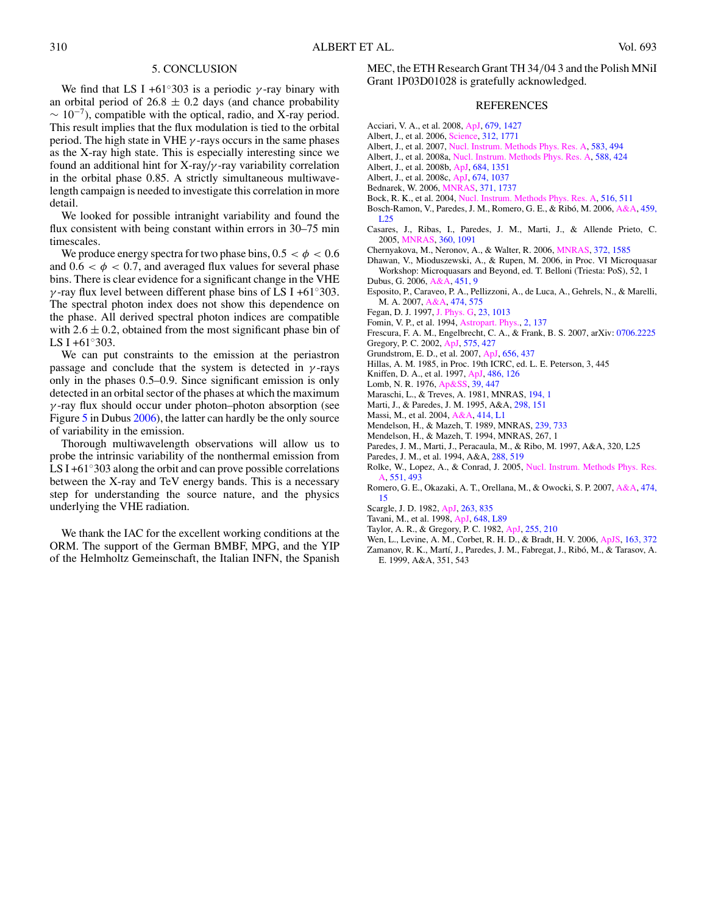## 5. CONCLUSION

We find that LS I +61°303 is a periodic $\gamma$-ray binary with an orbital period of 26.8 ± 0.2 days (and chance probability $\sim 10^{-7}$), compatible with the optical, radio, and X-ray period. This result implies that the flux modulation is tied to the orbital period. The high state in VHE $\gamma$-rays occurs in the same phases as the X-ray high state. This is especially interesting since we found an additional hint for X-ray/$\gamma$-ray variability correlation in the orbital phase 0.85. A strictly simultaneous multiwavelength campaign is needed to investigate this correlation in more detail.

We looked for possible intranight variability and found the flux consistent with being constant within errors in 30–75 min timescales.

We produce energy spectra for two phase bins, $0.5 < \phi < 0.6$ and $0.6 < \phi < 0.7$, and averaged flux values for several phase bins. There is clear evidence for a significant change in the VHE $\gamma$-ray flux level between different phase bins of LS I +61°303. The spectral photon index does not show this dependence on the phase. All derived spectral photon indices are compatible with 2.6 ± 0.2, obtained from the most significant phase bin of LS I +61°303.

We can put constraints to the emission at the periastron passage and conclude that the system is detected in $\gamma$-rays only in the phases 0.5–0.9. Since significant emission is only detected in an orbital sector of the phases at which the maximum $\gamma$-ray flux should occur under photon–photon absorption (see Figure 5 in Dubus 2006), the latter can hardly be the only source of variability in the emission.

Thorough multiwavelength observations will allow us to probe the intrinsic variability of the nonthermal emission from LS I +61°303 along the orbit and can prove possible correlations between the X-ray and TeV energy bands. This is a necessary step for understanding the source nature, and the physics underlying the VHE radiation.

We thank the IAC for the excellent working conditions at the ORM. The support of the German BMBF, MPG, and the YIP of the Helmholtz Gemeinschaft, the Italian INFN, the Spanish MEC, the ETH Research Grant TH 34/04 3 and the Polish MNiI Grant 1P03D01028 is gratefully acknowledged.

## REFERENCES

Acciari, V. A., et al. 2008, ApJ, 679, 1427
Albert, J., et al. 2006, Science, 312, 1771
Albert, J., et al. 2007, Nucl. Instrum. Methods Phys. Res. A, 583, 494
Albert, J., et al. 2008a, Nucl. Instrum. Methods Phys. Res. A, 588, 424
Albert, J., et al. 2008b, ApJ, 684, 1351
Albert, J., et al. 2008c, ApJ, 674, 1037
Bednarek, W. 2006, MNRAS, 371, 1737
Bock, R. K., et al. 2004, Nucl. Instrum. Methods Phys. Res. A, 516, 511
Bosch-Ramon, V., Paredes, J. M., Romero, G. E., & Ribó, M. 2006, A&A, 459, L25
Casares, J., Ribas, I., Paredes, J. M., Marti, J., & Allende Prieto, C. 2005, MNRAS, 360, 1091
Chernyakova, M., Neronov, A., & Walter, R. 2006, MNRAS, 372, 1585
Dhawan, V., Mioduszewski, A., & Rupen, M. 2006, in Proc. VI Microquasar Workshop: Microquasars and Beyond, ed. T. Belloni (Triesta: PoS), 52, 1
Dubus, G. 2006, A&A, 451, 9
Esposito, P., Caraveo, P. A., Pellizzoni, A., de Luca, A., Gehrels, N., & Marelli, M. A. 2007, A&A, 474, 575
Fegan, D. J. 1997, J. Phys. G, 23, 1013
Fomin, V. P., et al. 1994, Astropart. Phys., 2, 137
Frescura, F. A. M., Engelbrecht, C. A., & Frank, B. S. 2007, arXiv: 0706.2225
Gregory, P. C. 2002, ApJ, 575, 427
Grundstrom, E. D., et al. 2007, ApJ, 656, 437
Hillas, A. M. 1985, in Proc. 19th ICRC, ed. L. E. Peterson, 3, 445
Kniffen, D. A., et al. 1997, ApJ, 486, 126
Lomb, N. R. 1976, Ap&SS, 39, 447
Maraschi, L., & Treves, A. 1981, MNRAS, 194, 1
Marti, J., & Paredes, J. M. 1995, A&A, 298, 151
Massi, M., et al. 2004, A&A, 414, L1
Mendelson, H., & Mazeh, T. 1989, MNRAS, 239, 733
Mendelson, H., & Mazeh, T. 1994, MNRAS, 267, 1
Paredes, J. M., Marti, J., Peracaula, M., & Ribo, M. 1997, A&A, 320, L25
Paredes, J. M., et al. 1994, A&A, 288, 519
Rolke, W., Lopez, A., & Conrad, J. 2005, Nucl. Instrum. Methods Phys. Res. A, 551, 493
Romero, G. E., Okazaki, A. T., Orellana, M., & Owocki, S. P. 2007, A&A, 474, 15
Scargle, J. D. 1982, ApJ, 263, 835
Tavani, M., et al. 1998, ApJ, 648, L89
Taylor, A. R., & Gregory, P. C. 1982, ApJ, 255, 210
Wen, L., Levine, A. M., Corbet, R. H. D., & Bradt, H. V. 2006, ApJS, 163, 372
Zamanov, R. K., Martí, J., Paredes, J. M., Fabregat, J., Ribó, M., & Tarasov, A. E. 1999, A&A, 351, 543